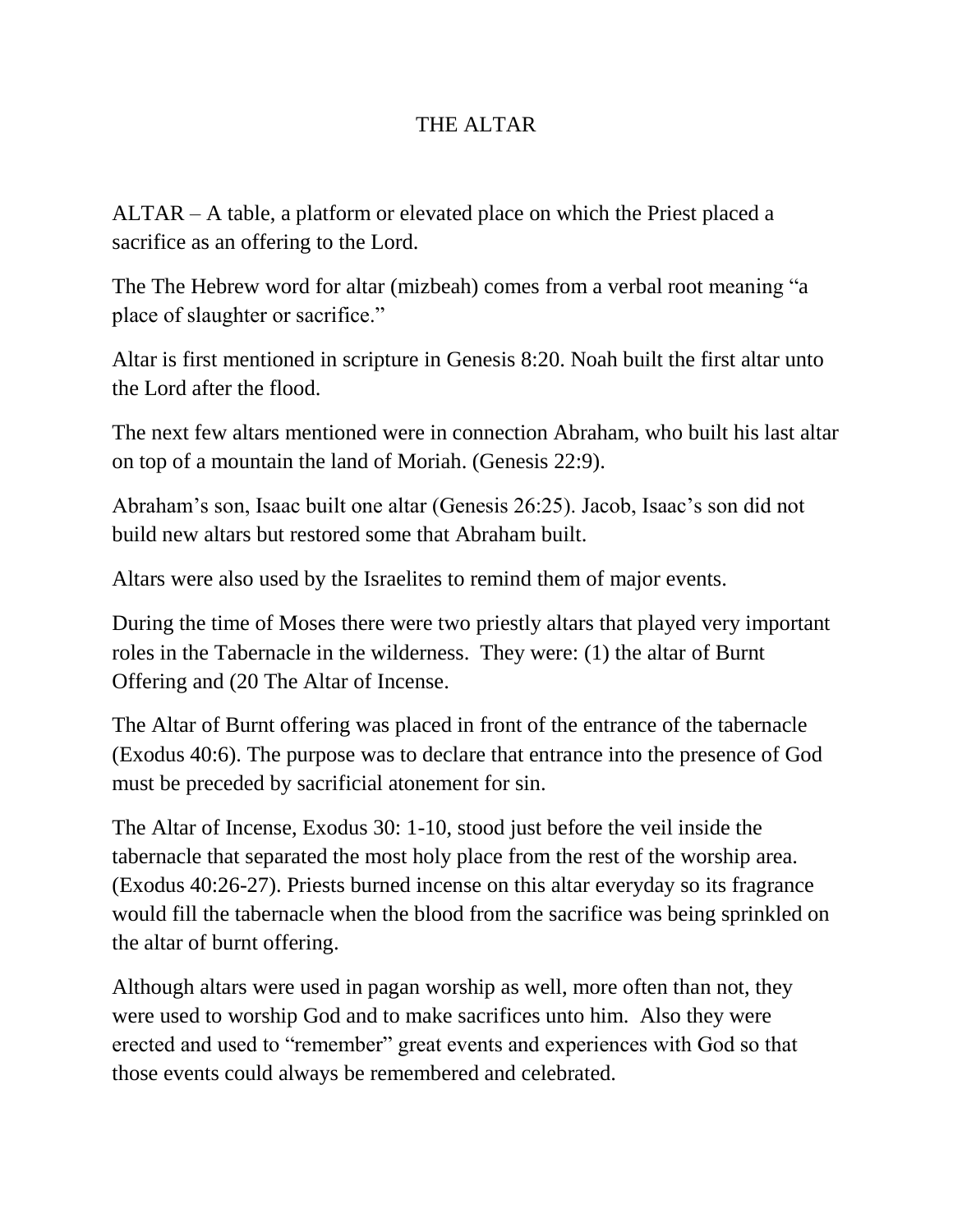# THE ALTAR

ALTAR – A table, a platform or elevated place on which the Priest placed a sacrifice as an offering to the Lord.

The The Hebrew word for altar (mizbeah) comes from a verbal root meaning "a place of slaughter or sacrifice."

Altar is first mentioned in scripture in Genesis 8:20. Noah built the first altar unto the Lord after the flood.

The next few altars mentioned were in connection Abraham, who built his last altar on top of a mountain the land of Moriah. (Genesis 22:9).

Abraham's son, Isaac built one altar (Genesis 26:25). Jacob, Isaac's son did not build new altars but restored some that Abraham built.

Altars were also used by the Israelites to remind them of major events.

During the time of Moses there were two priestly altars that played very important roles in the Tabernacle in the wilderness. They were: (1) the altar of Burnt Offering and (20 The Altar of Incense.

The Altar of Burnt offering was placed in front of the entrance of the tabernacle (Exodus 40:6). The purpose was to declare that entrance into the presence of God must be preceded by sacrificial atonement for sin.

The Altar of Incense, Exodus 30: 1-10, stood just before the veil inside the tabernacle that separated the most holy place from the rest of the worship area. (Exodus 40:26-27). Priests burned incense on this altar everyday so its fragrance would fill the tabernacle when the blood from the sacrifice was being sprinkled on the altar of burnt offering.

Although altars were used in pagan worship as well, more often than not, they were used to worship God and to make sacrifices unto him. Also they were erected and used to "remember" great events and experiences with God so that those events could always be remembered and celebrated.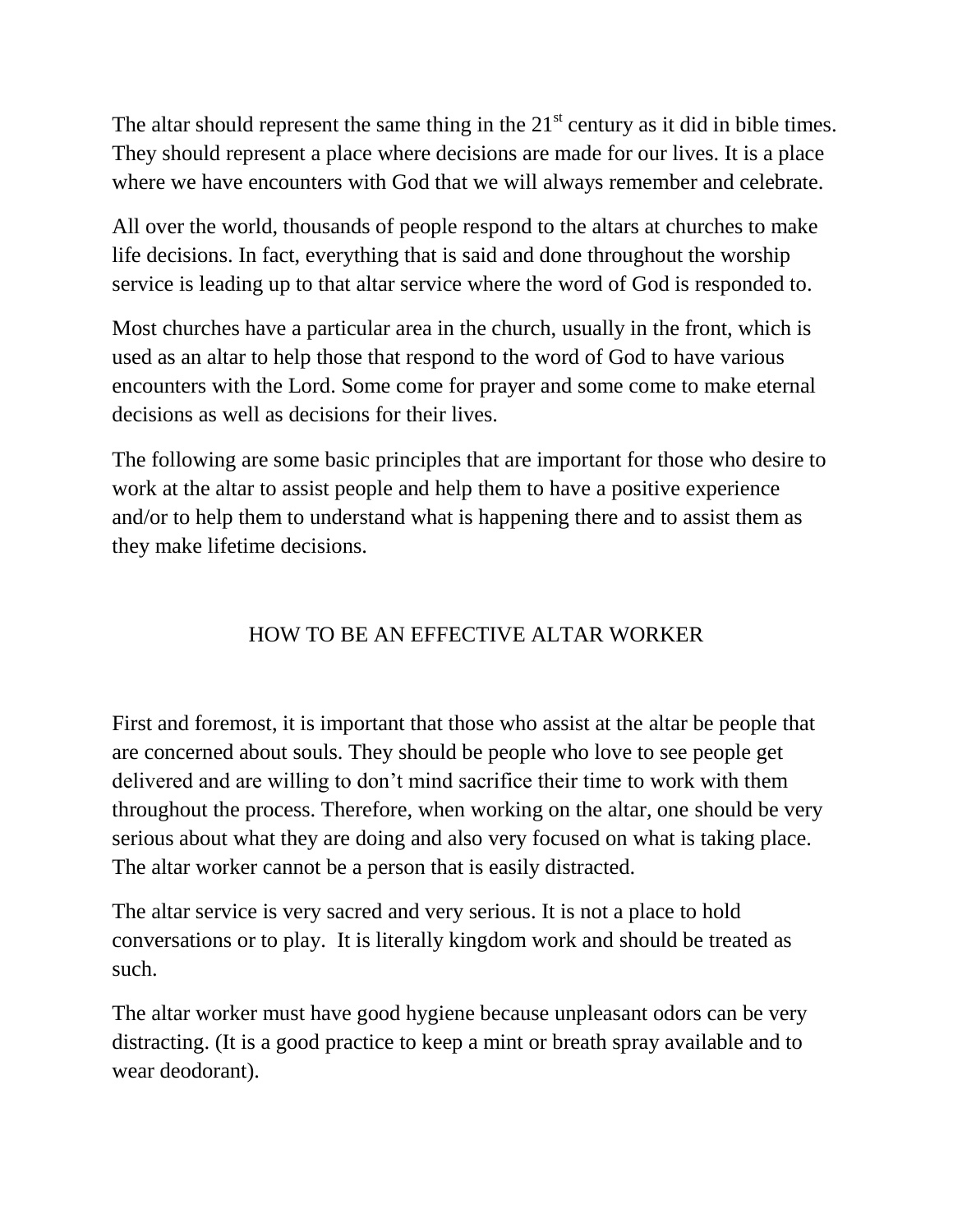The altar should represent the same thing in the 21st century as it did in bible times. They should represent a place where decisions are made for our lives. It is a place where we have encounters with God that we will always remember and celebrate.

All over the world, thousands of people respond to the altars at churches to make life decisions. In fact, everything that is said and done throughout the worship service is leading up to that altar service where the word of God is responded to.

Most churches have a particular area in the church, usually in the front, which is used as an altar to help those that respond to the word of God to have various encounters with the Lord. Some come for prayer and some come to make eternal decisions as well as decisions for their lives.

The following are some basic principles that are important for those who desire to work at the altar to assist people and help them to have a positive experience and/or to help them to understand what is happening there and to assist them as they make lifetime decisions.

## HOW TO BE AN EFFECTIVE ALTAR WORKER

First and foremost, it is important that those who assist at the altar be people that are concerned about souls. They should be people who love to see people get delivered and are willing to don't mind sacrifice their time to work with them throughout the process. Therefore, when working on the altar, one should be very serious about what they are doing and also very focused on what is taking place. The altar worker cannot be a person that is easily distracted.

The altar service is very sacred and very serious. It is not a place to hold conversations or to play. It is literally kingdom work and should be treated as such.

The altar worker must have good hygiene because unpleasant odors can be very distracting. (It is a good practice to keep a mint or breath spray available and to wear deodorant).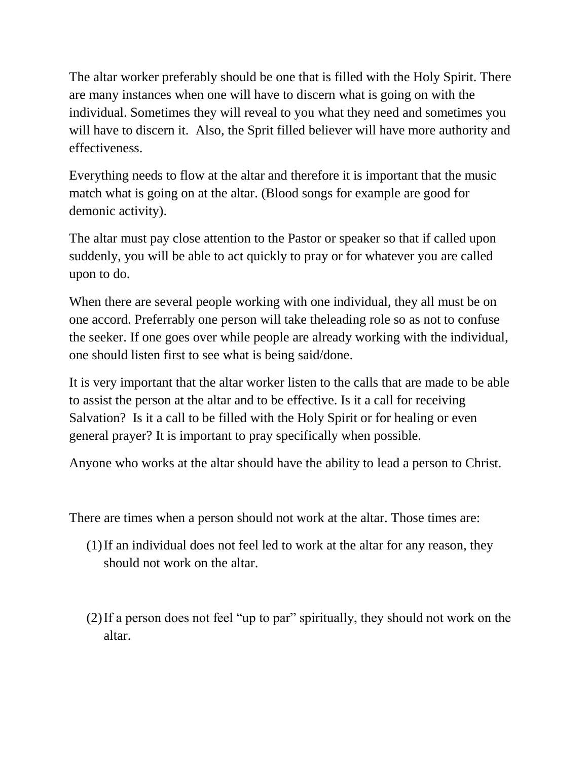The altar worker preferably should be one that is filled with the Holy Spirit. There are many instances when one will have to discern what is going on with the individual. Sometimes they will reveal to you what they need and sometimes you will have to discern it.  Also, the Sprit filled believer will have more authority and effectiveness.

Everything needs to flow at the altar and therefore it is important that the music match what is going on at the altar. (Blood songs for example are good for demonic activity).

The altar must pay close attention to the Pastor or speaker so that if called upon suddenly, you will be able to act quickly to pray or for whatever you are called upon to do.

When there are several people working with one individual, they all must be on one accord. Preferrably one person will take theleading role so as not to confuse the seeker. If one goes over while people are already working with the individual, one should listen first to see what is being said/done.

It is very important that the altar worker listen to the calls that are made to be able to assist the person at the altar and to be effective. Is it a call for receiving Salvation?  Is it a call to be filled with the Holy Spirit or for healing or even general prayer? It is important to pray specifically when possible.

Anyone who works at the altar should have the ability to lead a person to Christ.

There are times when a person should not work at the altar. Those times are:

(1) If an individual does not feel led to work at the altar for any reason, they should not work on the altar.

(2) If a person does not feel "up to par" spiritually, they should not work on the altar.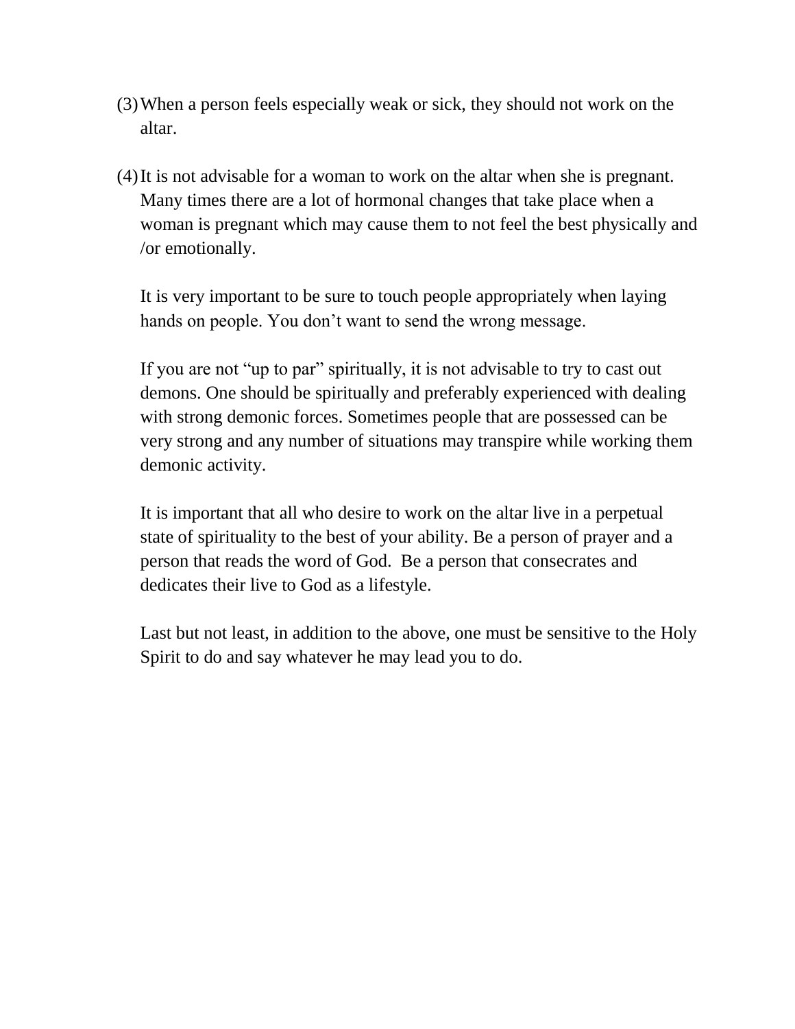(3) When a person feels especially weak or sick, they should not work on the altar.

(4) It is not advisable for a woman to work on the altar when she is pregnant. Many times there are a lot of hormonal changes that take place when a woman is pregnant which may cause them to not feel the best physically and /or emotionally.

It is very important to be sure to touch people appropriately when laying hands on people. You don't want to send the wrong message.

If you are not "up to par" spiritually, it is not advisable to try to cast out demons. One should be spiritually and preferably experienced with dealing with strong demonic forces. Sometimes people that are possessed can be very strong and any number of situations may transpire while working them demonic activity.

It is important that all who desire to work on the altar live in a perpetual state of spirituality to the best of your ability. Be a person of prayer and a person that reads the word of God. Be a person that consecrates and dedicates their live to God as a lifestyle.

Last but not least, in addition to the above, one must be sensitive to the Holy Spirit to do and say whatever he may lead you to do.